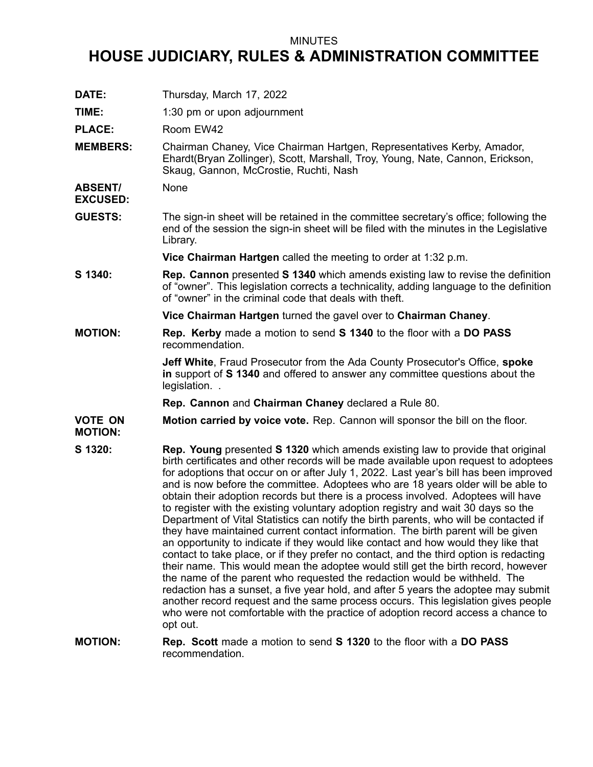MINUTES

# HOUSE JUDICIARY, RULES & ADMINISTRATION COMMITTEE

**DATE:** Thursday, March 17, 2022

**TIME:** 1:30 pm or upon adjournment

**PLACE:** Room EW42

**MEMBERS:** Chairman Chaney, Vice Chairman Hartgen, Representatives Kerby, Amador, Ehardt(Bryan Zollinger), Scott, Marshall, Troy, Young, Nate, Cannon, Erickson, Skaug, Gannon, McCrostie, Ruchti, Nash

**ABSENT/ EXCUSED:** None

**GUESTS:** The sign-in sheet will be retained in the committee secretary's office; following the end of the session the sign-in sheet will be filed with the minutes in the Legislative Library.

**Vice Chairman Hartgen** called the meeting to order at 1:32 p.m.

**S 1340:** **Rep. Cannon** presented **S 1340** which amends existing law to revise the definition of "owner". This legislation corrects a technicality, adding language to the definition of "owner" in the criminal code that deals with theft.

**Vice Chairman Hartgen** turned the gavel over to **Chairman Chaney**.

**MOTION:** **Rep. Kerby** made a motion to send **S 1340** to the floor with a **DO PASS** recommendation.

**Jeff White**, Fraud Prosecutor from the Ada County Prosecutor's Office, **spoke in** support of **S 1340** and offered to answer any committee questions about the legislation. .

**Rep. Cannon** and **Chairman Chaney** declared a Rule 80.

**VOTE ON MOTION:** **Motion carried by voice vote.** Rep. Cannon will sponsor the bill on the floor.

**S 1320:** **Rep. Young** presented **S 1320** which amends existing law to provide that original birth certificates and other records will be made available upon request to adoptees for adoptions that occur on or after July 1, 2022. Last year's bill has been improved and is now before the committee. Adoptees who are 18 years older will be able to obtain their adoption records but there is a process involved. Adoptees will have to register with the existing voluntary adoption registry and wait 30 days so the Department of Vital Statistics can notify the birth parents, who will be contacted if they have maintained current contact information. The birth parent will be given an opportunity to indicate if they would like contact and how would they like that contact to take place, or if they prefer no contact, and the third option is redacting their name. This would mean the adoptee would still get the birth record, however the name of the parent who requested the redaction would be withheld. The redaction has a sunset, a five year hold, and after 5 years the adoptee may submit another record request and the same process occurs. This legislation gives people who were not comfortable with the practice of adoption record access a chance to opt out.

**MOTION:** **Rep. Scott** made a motion to send **S 1320** to the floor with a **DO PASS** recommendation.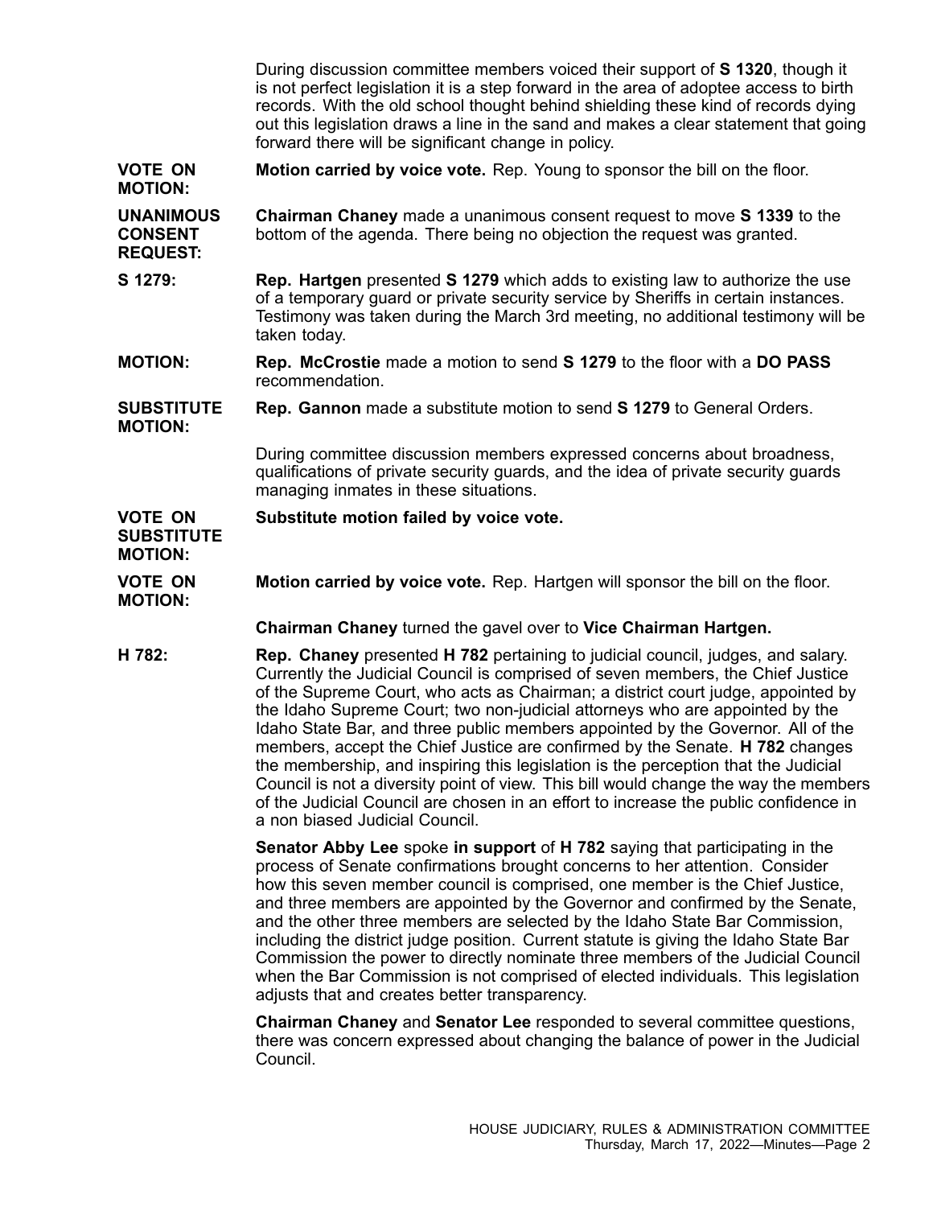During discussion committee members voiced their support of **S 1320**, though it is not perfect legislation it is a step forward in the area of adoptee access to birth records. With the old school thought behind shielding these kind of records dying out this legislation draws a line in the sand and makes a clear statement that going forward there will be significant change in policy.

**VOTE ON MOTION:** **Motion carried by voice vote.** Rep. Young to sponsor the bill on the floor.

**UNANIMOUS CONSENT REQUEST:** **Chairman Chaney** made a unanimous consent request to move **S 1339** to the bottom of the agenda. There being no objection the request was granted.

**S 1279:** **Rep. Hartgen** presented **S 1279** which adds to existing law to authorize the use of a temporary guard or private security service by Sheriffs in certain instances. Testimony was taken during the March 3rd meeting, no additional testimony will be taken today.

**MOTION:** **Rep. McCrostie** made a motion to send **S 1279** to the floor with a **DO PASS** recommendation.

**SUBSTITUTE MOTION:** **Rep. Gannon** made a substitute motion to send **S 1279** to General Orders.

During committee discussion members expressed concerns about broadness, qualifications of private security guards, and the idea of private security guards managing inmates in these situations.

**VOTE ON SUBSTITUTE MOTION:** **Substitute motion failed by voice vote.**

**VOTE ON MOTION:** **Motion carried by voice vote.** Rep. Hartgen will sponsor the bill on the floor.

**Chairman Chaney** turned the gavel over to **Vice Chairman Hartgen.**

**H 782:** **Rep. Chaney** presented **H 782** pertaining to judicial council, judges, and salary. Currently the Judicial Council is comprised of seven members, the Chief Justice of the Supreme Court, who acts as Chairman; a district court judge, appointed by the Idaho Supreme Court; two non-judicial attorneys who are appointed by the Idaho State Bar, and three public members appointed by the Governor. All of the members, accept the Chief Justice are confirmed by the Senate. **H 782** changes the membership, and inspiring this legislation is the perception that the Judicial Council is not a diversity point of view. This bill would change the way the members of the Judicial Council are chosen in an effort to increase the public confidence in a non biased Judicial Council.

**Senator Abby Lee** spoke **in support** of **H 782** saying that participating in the process of Senate confirmations brought concerns to her attention. Consider how this seven member council is comprised, one member is the Chief Justice, and three members are appointed by the Governor and confirmed by the Senate, and the other three members are selected by the Idaho State Bar Commission, including the district judge position. Current statute is giving the Idaho State Bar Commission the power to directly nominate three members of the Judicial Council when the Bar Commission is not comprised of elected individuals. This legislation adjusts that and creates better transparency.

**Chairman Chaney** and **Senator Lee** responded to several committee questions, there was concern expressed about changing the balance of power in the Judicial Council.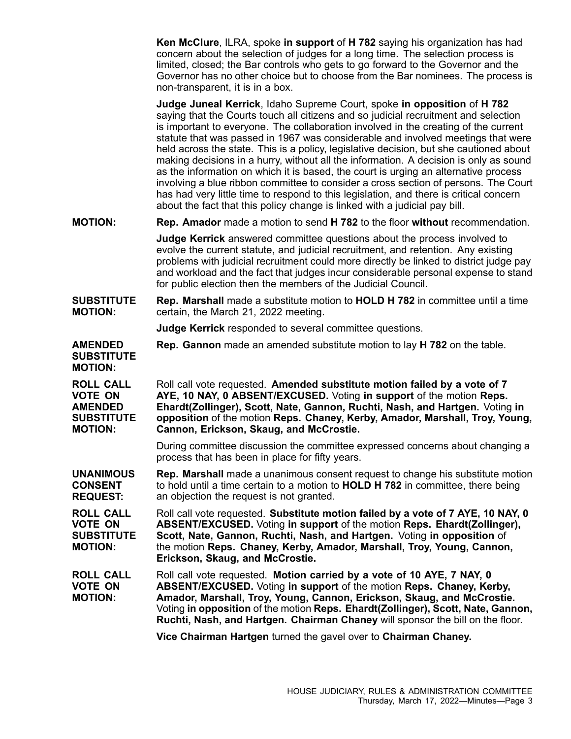**Ken McClure**, ILRA, spoke **in support** of **H 782** saying his organization has had concern about the selection of judges for a long time. The selection process is limited, closed; the Bar controls who gets to go forward to the Governor and the Governor has no other choice but to choose from the Bar nominees. The process is non-transparent, it is in a box.

**Judge Juneal Kerrick**, Idaho Supreme Court, spoke **in opposition** of **H 782** saying that the Courts touch all citizens and so judicial recruitment and selection is important to everyone. The collaboration involved in the creating of the current statute that was passed in 1967 was considerable and involved meetings that were held across the state. This is a policy, legislative decision, but she cautioned about making decisions in a hurry, without all the information. A decision is only as sound as the information on which it is based, the court is urging an alternative process involving a blue ribbon committee to consider a cross section of persons. The Court has had very little time to respond to this legislation, and there is critical concern about the fact that this policy change is linked with a judicial pay bill.

**MOTION:** **Rep. Amador** made a motion to send **H 782** to the floor **without** recommendation.

**Judge Kerrick** answered committee questions about the process involved to evolve the current statute, and judicial recruitment, and retention. Any existing problems with judicial recruitment could more directly be linked to district judge pay and workload and the fact that judges incur considerable personal expense to stand for public election then the members of the Judicial Council.

**SUBSTITUTE MOTION:** **Rep. Marshall** made a substitute motion to **HOLD H 782** in committee until a time certain, the March 21, 2022 meeting.

**Judge Kerrick** responded to several committee questions.

**AMENDED SUBSTITUTE MOTION:** **Rep. Gannon** made an amended substitute motion to lay **H 782** on the table.

**ROLL CALL VOTE ON AMENDED SUBSTITUTE MOTION:** Roll call vote requested. **Amended substitute motion failed by a vote of 7 AYE, 10 NAY, 0 ABSENT/EXCUSED.** Voting **in support** of the motion **Reps. Ehardt(Zollinger), Scott, Nate, Gannon, Ruchti, Nash, and Hartgen.** Voting **in opposition** of the motion **Reps. Chaney, Kerby, Amador, Marshall, Troy, Young, Cannon, Erickson, Skaug, and McCrostie.**

During committee discussion the committee expressed concerns about changing a process that has been in place for fifty years.

**UNANIMOUS CONSENT REQUEST:** **Rep. Marshall** made a unanimous consent request to change his substitute motion to hold until a time certain to a motion to **HOLD H 782** in committee, there being an objection the request is not granted.

**ROLL CALL VOTE ON SUBSTITUTE MOTION:** Roll call vote requested. **Substitute motion failed by a vote of 7 AYE, 10 NAY, 0 ABSENT/EXCUSED.** Voting **in support** of the motion **Reps. Ehardt(Zollinger), Scott, Nate, Gannon, Ruchti, Nash, and Hartgen.** Voting **in opposition** of the motion **Reps. Chaney, Kerby, Amador, Marshall, Troy, Young, Cannon, Erickson, Skaug, and McCrostie.**

**ROLL CALL VOTE ON MOTION:** Roll call vote requested. **Motion carried by a vote of 10 AYE, 7 NAY, 0 ABSENT/EXCUSED.** Voting **in support** of the motion **Reps. Chaney, Kerby, Amador, Marshall, Troy, Young, Cannon, Erickson, Skaug, and McCrostie.** Voting **in opposition** of the motion **Reps. Ehardt(Zollinger), Scott, Nate, Gannon, Ruchti, Nash, and Hartgen. Chairman Chaney** will sponsor the bill on the floor.

**Vice Chairman Hartgen** turned the gavel over to **Chairman Chaney.**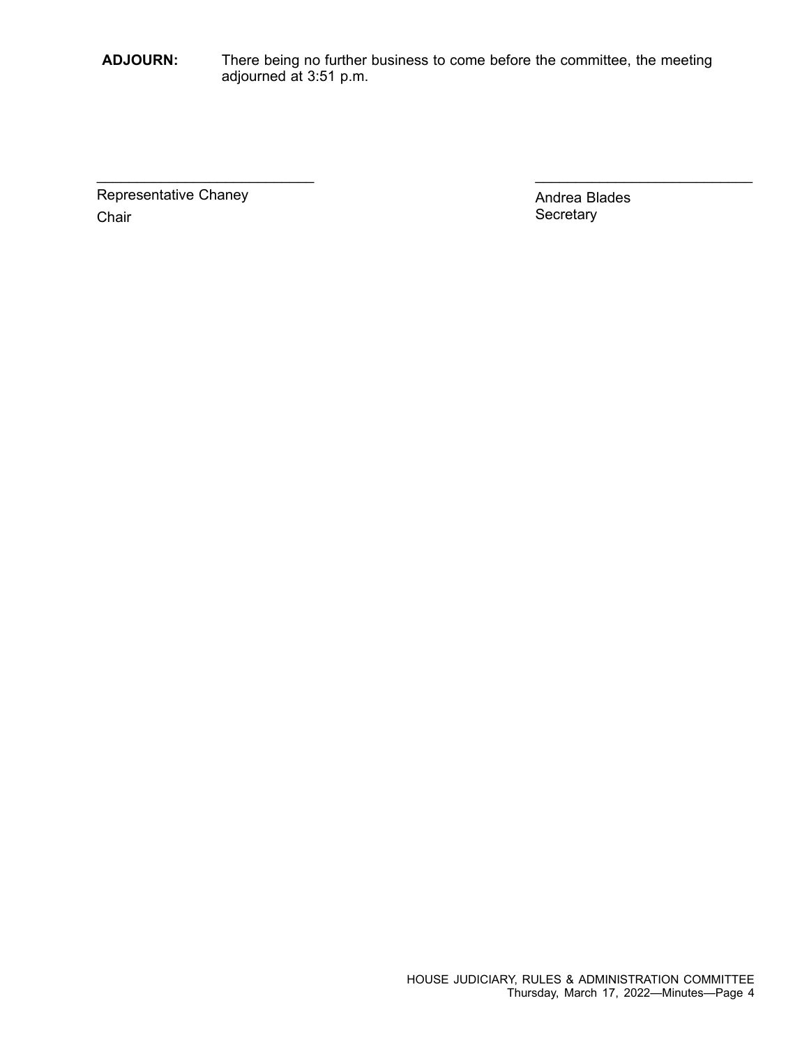**ADJOURN:** There being no further business to come before the committee, the meeting adjourned at 3:51 p.m.

___________________________
Representative Chaney
Chair

___________________________
Andrea Blades
Secretary